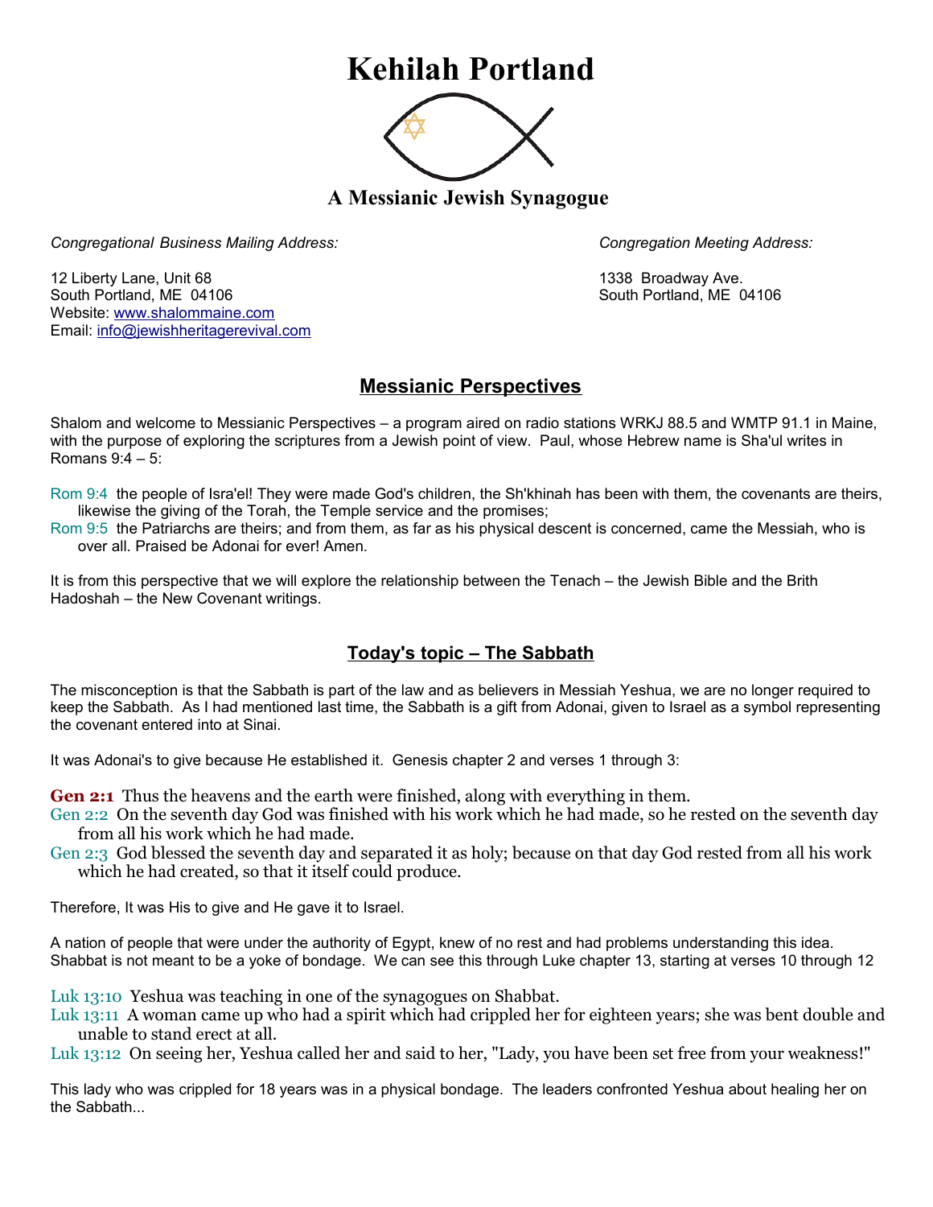# Kehilah Portland

### A Messianic Jewish Synagogue

*Congregational Business Mailing Address:*

12 Liberty Lane, Unit 68
South Portland, ME 04106
Website: www.shalommaine.com
Email: info@jewishheritagerevival.com

*Congregation Meeting Address:*

1338 Broadway Ave.
South Portland, ME 04106

## Messianic Perspectives

Shalom and welcome to Messianic Perspectives – a program aired on radio stations WRKJ 88.5 and WMTP 91.1 in Maine, with the purpose of exploring the scriptures from a Jewish point of view. Paul, whose Hebrew name is Sha'ul writes in Romans 9:4 – 5:

Rom 9:4 the people of Isra'el! They were made God's children, the Sh'khinah has been with them, the covenants are theirs, likewise the giving of the Torah, the Temple service and the promises;
Rom 9:5 the Patriarchs are theirs; and from them, as far as his physical descent is concerned, came the Messiah, who is over all. Praised be Adonai for ever! Amen.

It is from this perspective that we will explore the relationship between the Tenach – the Jewish Bible and the Brith Hadoshah – the New Covenant writings.

## Today's topic – The Sabbath

The misconception is that the Sabbath is part of the law and as believers in Messiah Yeshua, we are no longer required to keep the Sabbath. As I had mentioned last time, the Sabbath is a gift from Adonai, given to Israel as a symbol representing the covenant entered into at Sinai.

It was Adonai's to give because He established it. Genesis chapter 2 and verses 1 through 3:

**Gen 2:1** Thus the heavens and the earth were finished, along with everything in them.
Gen 2:2 On the seventh day God was finished with his work which he had made, so he rested on the seventh day from all his work which he had made.
Gen 2:3 God blessed the seventh day and separated it as holy; because on that day God rested from all his work which he had created, so that it itself could produce.

Therefore, It was His to give and He gave it to Israel.

A nation of people that were under the authority of Egypt, knew of no rest and had problems understanding this idea. Shabbat is not meant to be a yoke of bondage. We can see this through Luke chapter 13, starting at verses 10 through 12

Luk 13:10 Yeshua was teaching in one of the synagogues on Shabbat.
Luk 13:11 A woman came up who had a spirit which had crippled her for eighteen years; she was bent double and unable to stand erect at all.
Luk 13:12 On seeing her, Yeshua called her and said to her, "Lady, you have been set free from your weakness!"

This lady who was crippled for 18 years was in a physical bondage. The leaders confronted Yeshua about healing her on the Sabbath...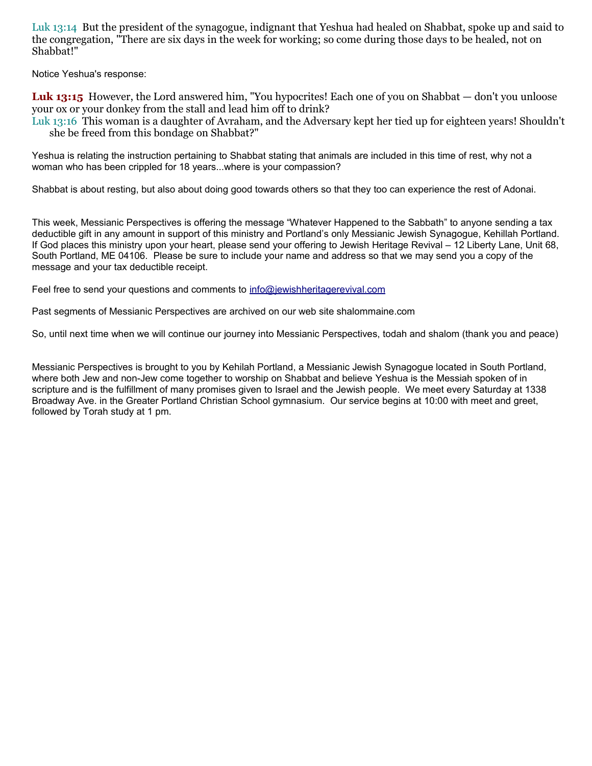Luk 13:14 But the president of the synagogue, indignant that Yeshua had healed on Shabbat, spoke up and said to the congregation, "There are six days in the week for working; so come during those days to be healed, not on Shabbat!"

Notice Yeshua's response:

**Luk 13:15** However, the Lord answered him, "You hypocrites! Each one of you on Shabbat — don't you unloose your ox or your donkey from the stall and lead him off to drink?
Luk 13:16 This woman is a daughter of Avraham, and the Adversary kept her tied up for eighteen years! Shouldn't she be freed from this bondage on Shabbat?"

Yeshua is relating the instruction pertaining to Shabbat stating that animals are included in this time of rest, why not a woman who has been crippled for 18 years...where is your compassion?

Shabbat is about resting, but also about doing good towards others so that they too can experience the rest of Adonai.

This week, Messianic Perspectives is offering the message "Whatever Happened to the Sabbath" to anyone sending a tax deductible gift in any amount in support of this ministry and Portland's only Messianic Jewish Synagogue, Kehillah Portland. If God places this ministry upon your heart, please send your offering to Jewish Heritage Revival – 12 Liberty Lane, Unit 68, South Portland, ME 04106. Please be sure to include your name and address so that we may send you a copy of the message and your tax deductible receipt.

Feel free to send your questions and comments to info@jewishheritagerevival.com

Past segments of Messianic Perspectives are archived on our web site shalommaine.com

So, until next time when we will continue our journey into Messianic Perspectives, todah and shalom (thank you and peace)

Messianic Perspectives is brought to you by Kehilah Portland, a Messianic Jewish Synagogue located in South Portland, where both Jew and non-Jew come together to worship on Shabbat and believe Yeshua is the Messiah spoken of in scripture and is the fulfillment of many promises given to Israel and the Jewish people. We meet every Saturday at 1338 Broadway Ave. in the Greater Portland Christian School gymnasium. Our service begins at 10:00 with meet and greet, followed by Torah study at 1 pm.